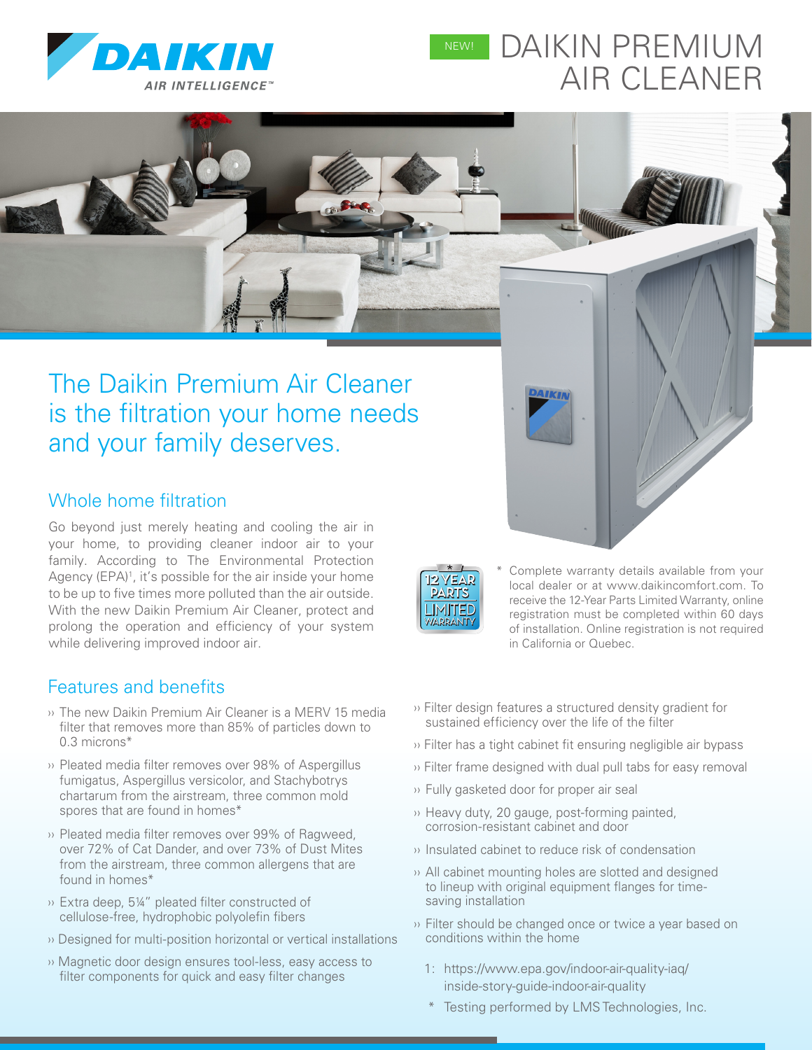DAIKIN AIR INTELLIGENCE™

NEW!

# DAIKIN PREMIUM AIR CLEANER

## The Daikin Premium Air Cleaner is the filtration your home needs and your family deserves.

### Whole home filtration

Go beyond just merely heating and cooling the air in your home, to providing cleaner indoor air to your family. According to The Environmental Protection Agency (EPA)[1], it's possible for the air inside your home to be up to five times more polluted than the air outside. With the new Daikin Premium Air Cleaner, protect and prolong the operation and efficiency of your system while delivering improved indoor air.

12 YEAR PARTS LIMITED WARRANTY*

\* Complete warranty details available from your local dealer or at www.daikincomfort.com. To receive the 12-Year Parts Limited Warranty, online registration must be completed within 60 days of installation. Online registration is not required in California or Quebec.

### Features and benefits

- The new Daikin Premium Air Cleaner is a MERV 15 media filter that removes more than 85% of particles down to 0.3 microns*
- Pleated media filter removes over 98% of Aspergillus fumigatus, Aspergillus versicolor, and Stachybotrys chartarum from the airstream, three common mold spores that are found in homes*
- Pleated media filter removes over 99% of Ragweed, over 72% of Cat Dander, and over 73% of Dust Mites from the airstream, three common allergens that are found in homes*
- Extra deep, 5¼" pleated filter constructed of cellulose-free, hydrophobic polyolefin fibers
- Designed for multi-position horizontal or vertical installations
- Magnetic door design ensures tool-less, easy access to filter components for quick and easy filter changes
- Filter design features a structured density gradient for sustained efficiency over the life of the filter
- Filter has a tight cabinet fit ensuring negligible air bypass
- Filter frame designed with dual pull tabs for easy removal
- Fully gasketed door for proper air seal
- Heavy duty, 20 gauge, post-forming painted, corrosion-resistant cabinet and door
- Insulated cabinet to reduce risk of condensation
- All cabinet mounting holes are slotted and designed to lineup with original equipment flanges for time-saving installation
- Filter should be changed once or twice a year based on conditions within the home

1: https://www.epa.gov/indoor-air-quality-iaq/inside-story-guide-indoor-air-quality

\* Testing performed by LMS Technologies, Inc.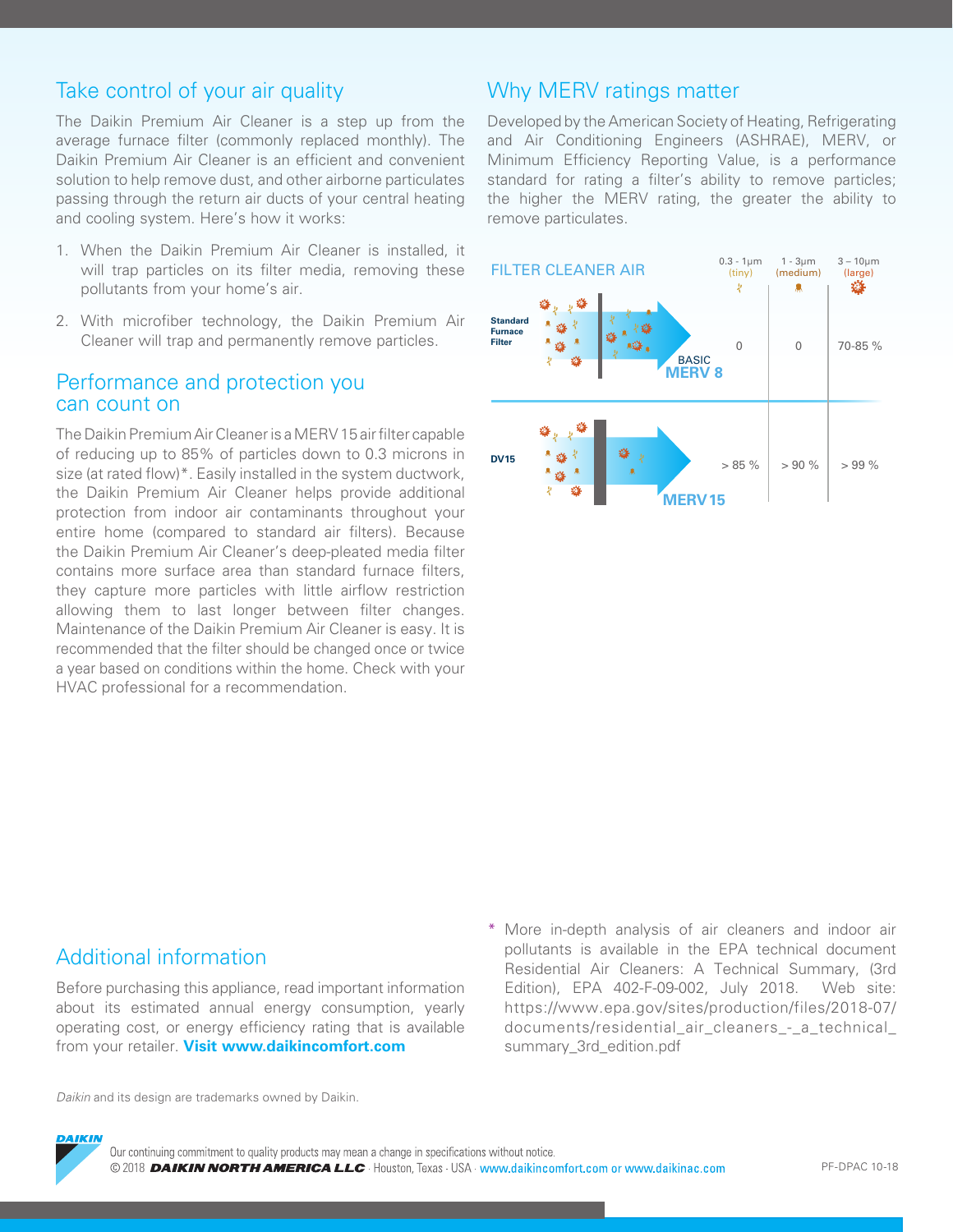## Take control of your air quality

The Daikin Premium Air Cleaner is a step up from the average furnace filter (commonly replaced monthly). The Daikin Premium Air Cleaner is an efficient and convenient solution to help remove dust, and other airborne particulates passing through the return air ducts of your central heating and cooling system. Here's how it works:

1. When the Daikin Premium Air Cleaner is installed, it will trap particles on its filter media, removing these pollutants from your home's air.
2. With microfiber technology, the Daikin Premium Air Cleaner will trap and permanently remove particles.

## Performance and protection you can count on

The Daikin Premium Air Cleaner is a MERV 15 air filter capable of reducing up to 85% of particles down to 0.3 microns in size (at rated flow)*. Easily installed in the system ductwork, the Daikin Premium Air Cleaner helps provide additional protection from indoor air contaminants throughout your entire home (compared to standard air filters). Because the Daikin Premium Air Cleaner's deep-pleated media filter contains more surface area than standard furnace filters, they capture more particles with little airflow restriction allowing them to last longer between filter changes. Maintenance of the Daikin Premium Air Cleaner is easy. It is recommended that the filter should be changed once or twice a year based on conditions within the home. Check with your HVAC professional for a recommendation.

## Why MERV ratings matter

Developed by the American Society of Heating, Refrigerating and Air Conditioning Engineers (ASHRAE), MERV, or Minimum Efficiency Reporting Value, is a performance standard for rating a filter's ability to remove particles; the higher the MERV rating, the greater the ability to remove particulates.

FILTER CLEANER AIR

| | | 0.3 - 1μm (tiny) | 1 - 3μm (medium) | 3 – 10μm (large) |
|---|---|---|---|---|
| Standard Furnace Filter | BASIC MERV 8 | 0 | 0 | 70-85 % |
| DV15 | MERV 15 | > 85 % | > 90 % | > 99 % |

## Additional information

Before purchasing this appliance, read important information about its estimated annual energy consumption, yearly operating cost, or energy efficiency rating that is available from your retailer. **Visit www.daikincomfort.com**

\* More in-depth analysis of air cleaners and indoor air pollutants is available in the EPA technical document Residential Air Cleaners: A Technical Summary, (3rd Edition), EPA 402-F-09-002, July 2018. Web site: https://www.epa.gov/sites/production/files/2018-07/documents/residential_air_cleaners_-_a_technical_summary_3rd_edition.pdf

*Daikin* and its design are trademarks owned by Daikin.

Our continuing commitment to quality products may mean a change in specifications without notice.
© 2018 **DAIKIN NORTH AMERICA LLC** · Houston, Texas · USA · www.daikincomfort.com or www.daikinac.com

PF-DPAC 10-18